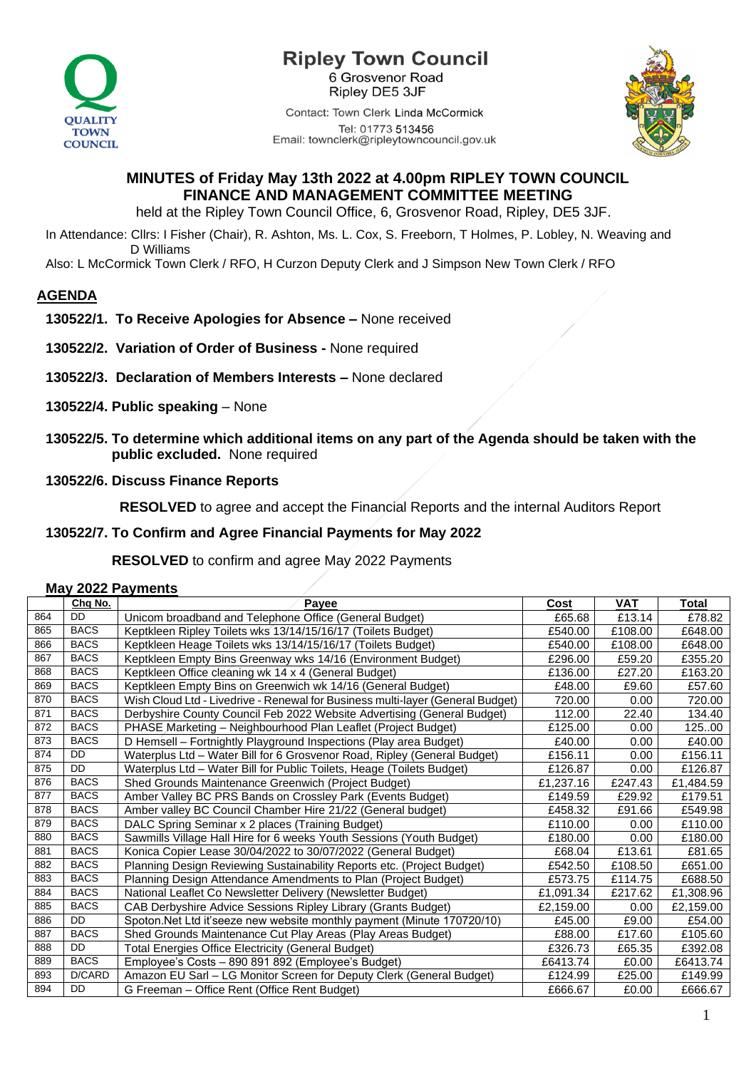# Ripley Town Council

6 Grosvenor Road
Ripley DE5 3JF

Contact: Town Clerk Linda McCormick
Tel: 01773 513456
Email: townclerk@ripleytowncouncil.gov.uk

QUALITY TOWN COUNCIL

## MINUTES of Friday May 13th 2022 at 4.00pm RIPLEY TOWN COUNCIL FINANCE AND MANAGEMENT COMMITTEE MEETING

held at the Ripley Town Council Office, 6, Grosvenor Road, Ripley, DE5 3JF.

In Attendance: Cllrs: I Fisher (Chair), R. Ashton, Ms. L. Cox, S. Freeborn, T Holmes, P. Lobley, N. Weaving and D Williams

Also: L McCormick Town Clerk / RFO, H Curzon Deputy Clerk and J Simpson New Town Clerk / RFO

## AGENDA

**130522/1. To Receive Apologies for Absence –** None received

**130522/2. Variation of Order of Business -** None required

**130522/3. Declaration of Members Interests –** None declared

**130522/4. Public speaking** – None

**130522/5. To determine which additional items on any part of the Agenda should be taken with the public excluded.** None required

**130522/6. Discuss Finance Reports**

**RESOLVED** to agree and accept the Financial Reports and the internal Auditors Report

**130522/7. To Confirm and Agree Financial Payments for May 2022**

**RESOLVED** to confirm and agree May 2022 Payments

### May 2022 Payments

| | Chq No. | Payee | Cost | VAT | Total |
|---|---|---|---|---|---|
| 864 | DD | Unicom broadband and Telephone Office (General Budget) | £65.68 | £13.14 | £78.82 |
| 865 | BACS | Keptkleen Ripley Toilets wks 13/14/15/16/17 (Toilets Budget) | £540.00 | £108.00 | £648.00 |
| 866 | BACS | Keptkleen Heage Toilets wks 13/14/15/16/17 (Toilets Budget) | £540.00 | £108.00 | £648.00 |
| 867 | BACS | Keptkleen Empty Bins Greenway wks 14/16 (Environment Budget) | £296.00 | £59.20 | £355.20 |
| 868 | BACS | Keptkleen Office cleaning wk 14 x 4 (General Budget) | £136.00 | £27.20 | £163.20 |
| 869 | BACS | Keptkleen Empty Bins on Greenwich wk 14/16 (General Budget) | £48.00 | £9.60 | £57.60 |
| 870 | BACS | Wish Cloud Ltd - Livedrive - Renewal for Business multi-layer (General Budget) | 720.00 | 0.00 | 720.00 |
| 871 | BACS | Derbyshire County Council Feb 2022 Website Advertising (General Budget) | 112.00 | 22.40 | 134.40 |
| 872 | BACS | PHASE Marketing – Neighbourhood Plan Leaflet (Project Budget) | £125.00 | 0.00 | 125..00 |
| 873 | BACS | D Hemsell – Fortnightly Playground Inspections (Play area Budget) | £40.00 | 0.00 | £40.00 |
| 874 | DD | Waterplus Ltd – Water Bill for 6 Grosvenor Road, Ripley (General Budget) | £156.11 | 0.00 | £156.11 |
| 875 | DD | Waterplus Ltd – Water Bill for Public Toilets, Heage (Toilets Budget) | £126.87 | 0.00 | £126.87 |
| 876 | BACS | Shed Grounds Maintenance Greenwich (Project Budget) | £1,237.16 | £247.43 | £1,484.59 |
| 877 | BACS | Amber Valley BC PRS Bands on Crossley Park (Events Budget) | £149.59 | £29.92 | £179.51 |
| 878 | BACS | Amber valley BC Council Chamber Hire 21/22 (General budget) | £458.32 | £91.66 | £549.98 |
| 879 | BACS | DALC Spring Seminar x 2 places (Training Budget) | £110.00 | 0.00 | £110.00 |
| 880 | BACS | Sawmills Village Hall Hire for 6 weeks Youth Sessions (Youth Budget) | £180.00 | 0.00 | £180.00 |
| 881 | BACS | Konica Copier Lease 30/04/2022 to 30/07/2022 (General Budget) | £68.04 | £13.61 | £81.65 |
| 882 | BACS | Planning Design Reviewing Sustainability Reports etc. (Project Budget) | £542.50 | £108.50 | £651.00 |
| 883 | BACS | Planning Design Attendance Amendments to Plan (Project Budget) | £573.75 | £114.75 | £688.50 |
| 884 | BACS | National Leaflet Co Newsletter Delivery (Newsletter Budget) | £1,091.34 | £217.62 | £1,308.96 |
| 885 | BACS | CAB Derbyshire Advice Sessions Ripley Library (Grants Budget) | £2,159.00 | 0.00 | £2,159.00 |
| 886 | DD | Spoton.Net Ltd it'seeze new website monthly payment (Minute 170720/10) | £45.00 | £9.00 | £54.00 |
| 887 | BACS | Shed Grounds Maintenance Cut Play Areas (Play Areas Budget) | £88.00 | £17.60 | £105.60 |
| 888 | DD | Total Energies Office Electricity (General Budget) | £326.73 | £65.35 | £392.08 |
| 889 | BACS | Employee's Costs – 890 891 892 (Employee's Budget) | £6413.74 | £0.00 | £6413.74 |
| 893 | D/CARD | Amazon EU Sarl – LG Monitor Screen for Deputy Clerk (General Budget) | £124.99 | £25.00 | £149.99 |
| 894 | DD | G Freeman – Office Rent (Office Rent Budget) | £666.67 | £0.00 | £666.67 |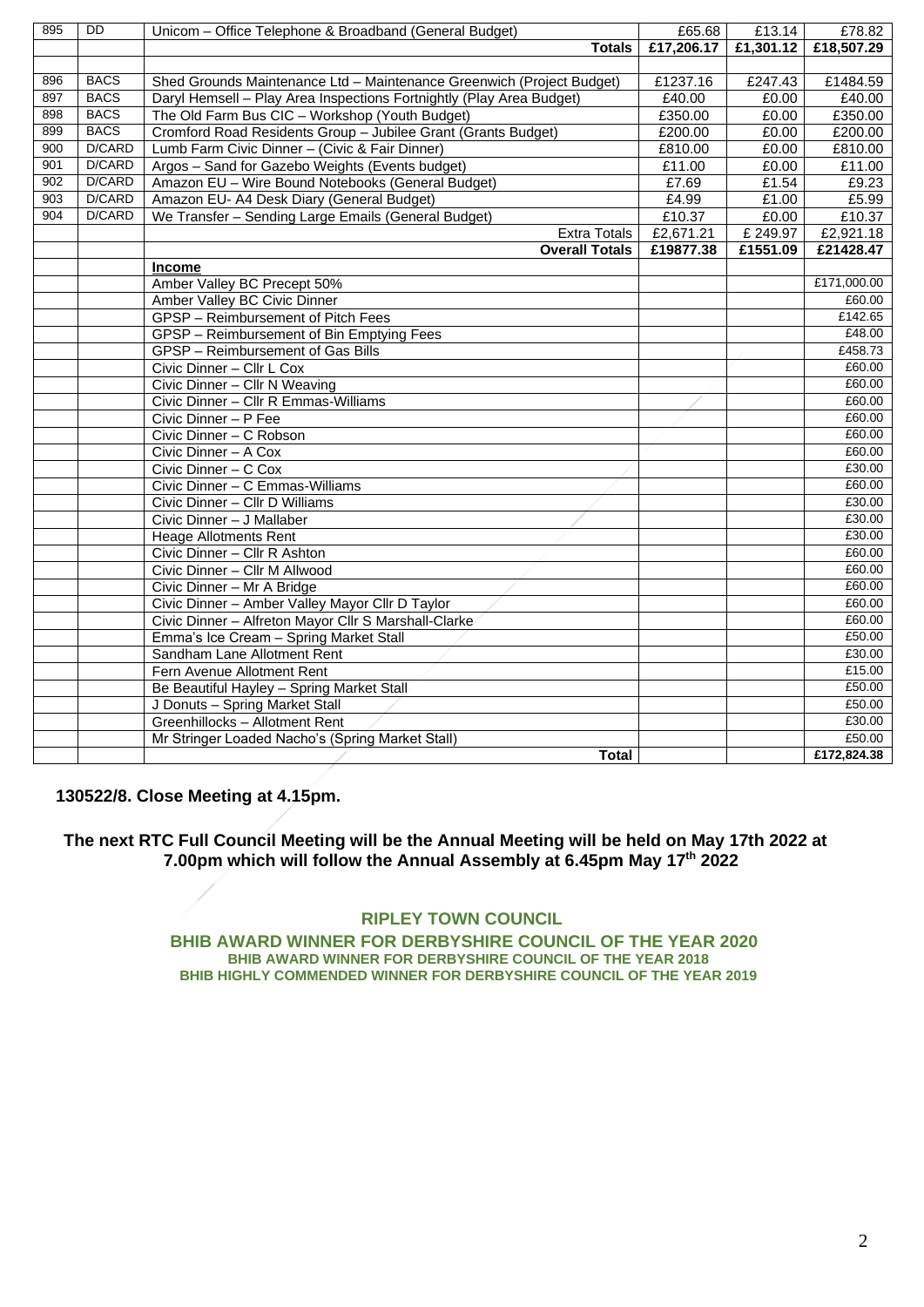| | | | | | |
|---|---|---|---|---|---|
| 895 | DD | Unicom – Office Telephone & Broadband (General Budget) | £65.68 | £13.14 | £78.82 |
| | | **Totals** | **£17,206.17** | **£1,301.12** | **£18,507.29** |
| | | | | | |
| 896 | BACS | Shed Grounds Maintenance Ltd – Maintenance Greenwich (Project Budget) | £1237.16 | £247.43 | £1484.59 |
| 897 | BACS | Daryl Hemsell – Play Area Inspections Fortnightly (Play Area Budget) | £40.00 | £0.00 | £40.00 |
| 898 | BACS | The Old Farm Bus CIC – Workshop (Youth Budget) | £350.00 | £0.00 | £350.00 |
| 899 | BACS | Cromford Road Residents Group – Jubilee Grant (Grants Budget) | £200.00 | £0.00 | £200.00 |
| 900 | D/CARD | Lumb Farm Civic Dinner – (Civic & Fair Dinner) | £810.00 | £0.00 | £810.00 |
| 901 | D/CARD | Argos – Sand for Gazebo Weights (Events budget) | £11.00 | £0.00 | £11.00 |
| 902 | D/CARD | Amazon EU – Wire Bound Notebooks (General Budget) | £7.69 | £1.54 | £9.23 |
| 903 | D/CARD | Amazon EU- A4 Desk Diary (General Budget) | £4.99 | £1.00 | £5.99 |
| 904 | D/CARD | We Transfer – Sending Large Emails (General Budget) | £10.37 | £0.00 | £10.37 |
| | | Extra Totals | £2,671.21 | £ 249.97 | £2,921.18 |
| | | **Overall Totals** | **£19877.38** | **£1551.09** | **£21428.47** |
| | | **Income** | | | |
| | | Amber Valley BC Precept 50% | | | £171,000.00 |
| | | Amber Valley BC Civic Dinner | | | £60.00 |
| | | GPSP – Reimbursement of Pitch Fees | | | £142.65 |
| | | GPSP – Reimbursement of Bin Emptying Fees | | | £48.00 |
| | | GPSP – Reimbursement of Gas Bills | | | £458.73 |
| | | Civic Dinner – Cllr L Cox | | | £60.00 |
| | | Civic Dinner – Cllr N Weaving | | | £60.00 |
| | | Civic Dinner – Cllr R Emmas-Williams | | | £60.00 |
| | | Civic Dinner – P Fee | | | £60.00 |
| | | Civic Dinner – C Robson | | | £60.00 |
| | | Civic Dinner – A Cox | | | £60.00 |
| | | Civic Dinner – C Cox | | | £30.00 |
| | | Civic Dinner – C Emmas-Williams | | | £60.00 |
| | | Civic Dinner – Cllr D Williams | | | £30.00 |
| | | Civic Dinner – J Mallaber | | | £30.00 |
| | | Heage Allotments Rent | | | £30.00 |
| | | Civic Dinner – Cllr R Ashton | | | £60.00 |
| | | Civic Dinner – Cllr M Allwood | | | £60.00 |
| | | Civic Dinner – Mr A Bridge | | | £60.00 |
| | | Civic Dinner – Amber Valley Mayor Cllr D Taylor | | | £60.00 |
| | | Civic Dinner – Alfreton Mayor Cllr S Marshall-Clarke | | | £60.00 |
| | | Emma's Ice Cream – Spring Market Stall | | | £50.00 |
| | | Sandham Lane Allotment Rent | | | £30.00 |
| | | Fern Avenue Allotment Rent | | | £15.00 |
| | | Be Beautiful Hayley – Spring Market Stall | | | £50.00 |
| | | J Donuts – Spring Market Stall | | | £50.00 |
| | | Greenhillocks – Allotment Rent | | | £30.00 |
| | | Mr Stringer Loaded Nacho's (Spring Market Stall) | | | £50.00 |
| | | **Total** | | | **£172,824.38** |

**130522/8. Close Meeting at 4.15pm.**

**The next RTC Full Council Meeting will be the Annual Meeting will be held on May 17th 2022 at 7.00pm which will follow the Annual Assembly at 6.45pm May 17th 2022**

**RIPLEY TOWN COUNCIL**

**BHIB AWARD WINNER FOR DERBYSHIRE COUNCIL OF THE YEAR 2020**
**BHIB AWARD WINNER FOR DERBYSHIRE COUNCIL OF THE YEAR 2018**
**BHIB HIGHLY COMMENDED WINNER FOR DERBYSHIRE COUNCIL OF THE YEAR 2019**